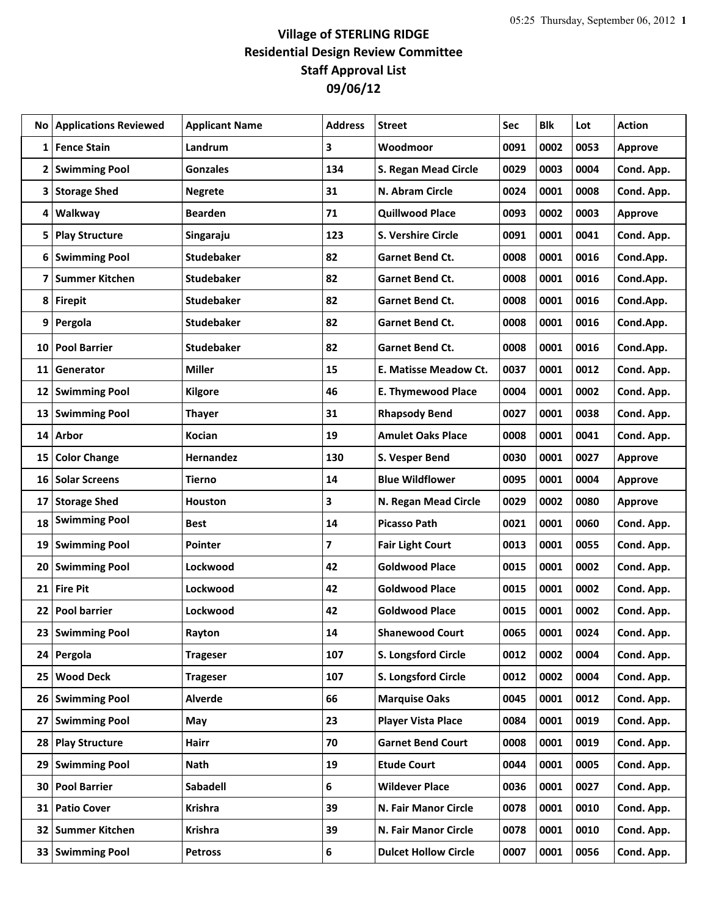# Village of STERLING RIDGE
## Residential Design Review Committee
## Staff Approval List
## 09/06/12

| No | Applications Reviewed | Applicant Name | Address | Street | Sec | Blk | Lot | Action |
|---|---|---|---|---|---|---|---|---|
| 1 | Fence Stain | Landrum | 3 | Woodmoor | 0091 | 0002 | 0053 | Approve |
| 2 | Swimming Pool | Gonzales | 134 | S. Regan Mead Circle | 0029 | 0003 | 0004 | Cond. App. |
| 3 | Storage Shed | Negrete | 31 | N. Abram Circle | 0024 | 0001 | 0008 | Cond. App. |
| 4 | Walkway | Bearden | 71 | Quillwood Place | 0093 | 0002 | 0003 | Approve |
| 5 | Play Structure | Singaraju | 123 | S. Vershire Circle | 0091 | 0001 | 0041 | Cond. App. |
| 6 | Swimming Pool | Studebaker | 82 | Garnet Bend Ct. | 0008 | 0001 | 0016 | Cond.App. |
| 7 | Summer Kitchen | Studebaker | 82 | Garnet Bend Ct. | 0008 | 0001 | 0016 | Cond.App. |
| 8 | Firepit | Studebaker | 82 | Garnet Bend Ct. | 0008 | 0001 | 0016 | Cond.App. |
| 9 | Pergola | Studebaker | 82 | Garnet Bend Ct. | 0008 | 0001 | 0016 | Cond.App. |
| 10 | Pool Barrier | Studebaker | 82 | Garnet Bend Ct. | 0008 | 0001 | 0016 | Cond.App. |
| 11 | Generator | Miller | 15 | E. Matisse Meadow Ct. | 0037 | 0001 | 0012 | Cond. App. |
| 12 | Swimming Pool | Kilgore | 46 | E. Thymewood Place | 0004 | 0001 | 0002 | Cond. App. |
| 13 | Swimming Pool | Thayer | 31 | Rhapsody Bend | 0027 | 0001 | 0038 | Cond. App. |
| 14 | Arbor | Kocian | 19 | Amulet Oaks Place | 0008 | 0001 | 0041 | Cond. App. |
| 15 | Color Change | Hernandez | 130 | S. Vesper Bend | 0030 | 0001 | 0027 | Approve |
| 16 | Solar Screens | Tierno | 14 | Blue Wildflower | 0095 | 0001 | 0004 | Approve |
| 17 | Storage Shed | Houston | 3 | N. Regan Mead Circle | 0029 | 0002 | 0080 | Approve |
| 18 | Swimming Pool | Best | 14 | Picasso Path | 0021 | 0001 | 0060 | Cond. App. |
| 19 | Swimming Pool | Pointer | 7 | Fair Light Court | 0013 | 0001 | 0055 | Cond. App. |
| 20 | Swimming Pool | Lockwood | 42 | Goldwood Place | 0015 | 0001 | 0002 | Cond. App. |
| 21 | Fire Pit | Lockwood | 42 | Goldwood Place | 0015 | 0001 | 0002 | Cond. App. |
| 22 | Pool barrier | Lockwood | 42 | Goldwood Place | 0015 | 0001 | 0002 | Cond. App. |
| 23 | Swimming Pool | Rayton | 14 | Shanewood Court | 0065 | 0001 | 0024 | Cond. App. |
| 24 | Pergola | Trageser | 107 | S. Longsford Circle | 0012 | 0002 | 0004 | Cond. App. |
| 25 | Wood Deck | Trageser | 107 | S. Longsford Circle | 0012 | 0002 | 0004 | Cond. App. |
| 26 | Swimming Pool | Alverde | 66 | Marquise Oaks | 0045 | 0001 | 0012 | Cond. App. |
| 27 | Swimming Pool | May | 23 | Player Vista Place | 0084 | 0001 | 0019 | Cond. App. |
| 28 | Play Structure | Hairr | 70 | Garnet Bend Court | 0008 | 0001 | 0019 | Cond. App. |
| 29 | Swimming Pool | Nath | 19 | Etude Court | 0044 | 0001 | 0005 | Cond. App. |
| 30 | Pool Barrier | Sabadell | 6 | Wildever Place | 0036 | 0001 | 0027 | Cond. App. |
| 31 | Patio Cover | Krishra | 39 | N. Fair Manor Circle | 0078 | 0001 | 0010 | Cond. App. |
| 32 | Summer Kitchen | Krishra | 39 | N. Fair Manor Circle | 0078 | 0001 | 0010 | Cond. App. |
| 33 | Swimming Pool | Petross | 6 | Dulcet Hollow Circle | 0007 | 0001 | 0056 | Cond. App. |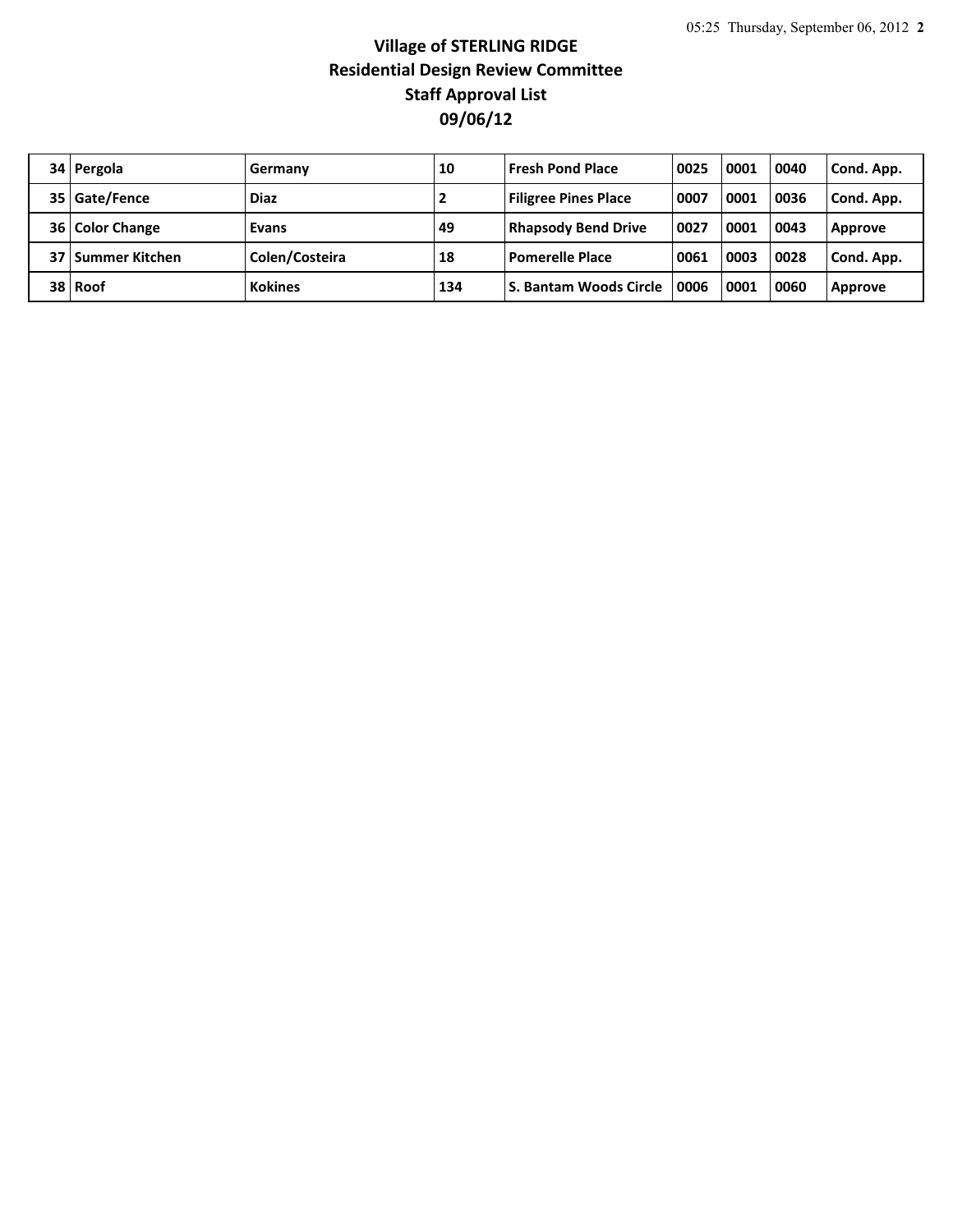# Village of STERLING RIDGE
## Residential Design Review Committee
## Staff Approval List
## 09/06/12

| | | | | | | | | |
|---|---|---|---|---|---|---|---|---|
| 34 | Pergola | Germany | 10 | Fresh Pond Place | 0025 | 0001 | 0040 | Cond. App. |
| 35 | Gate/Fence | Diaz | 2 | Filigree Pines Place | 0007 | 0001 | 0036 | Cond. App. |
| 36 | Color Change | Evans | 49 | Rhapsody Bend Drive | 0027 | 0001 | 0043 | Approve |
| 37 | Summer Kitchen | Colen/Costeira | 18 | Pomerelle Place | 0061 | 0003 | 0028 | Cond. App. |
| 38 | Roof | Kokines | 134 | S. Bantam Woods Circle | 0006 | 0001 | 0060 | Approve |